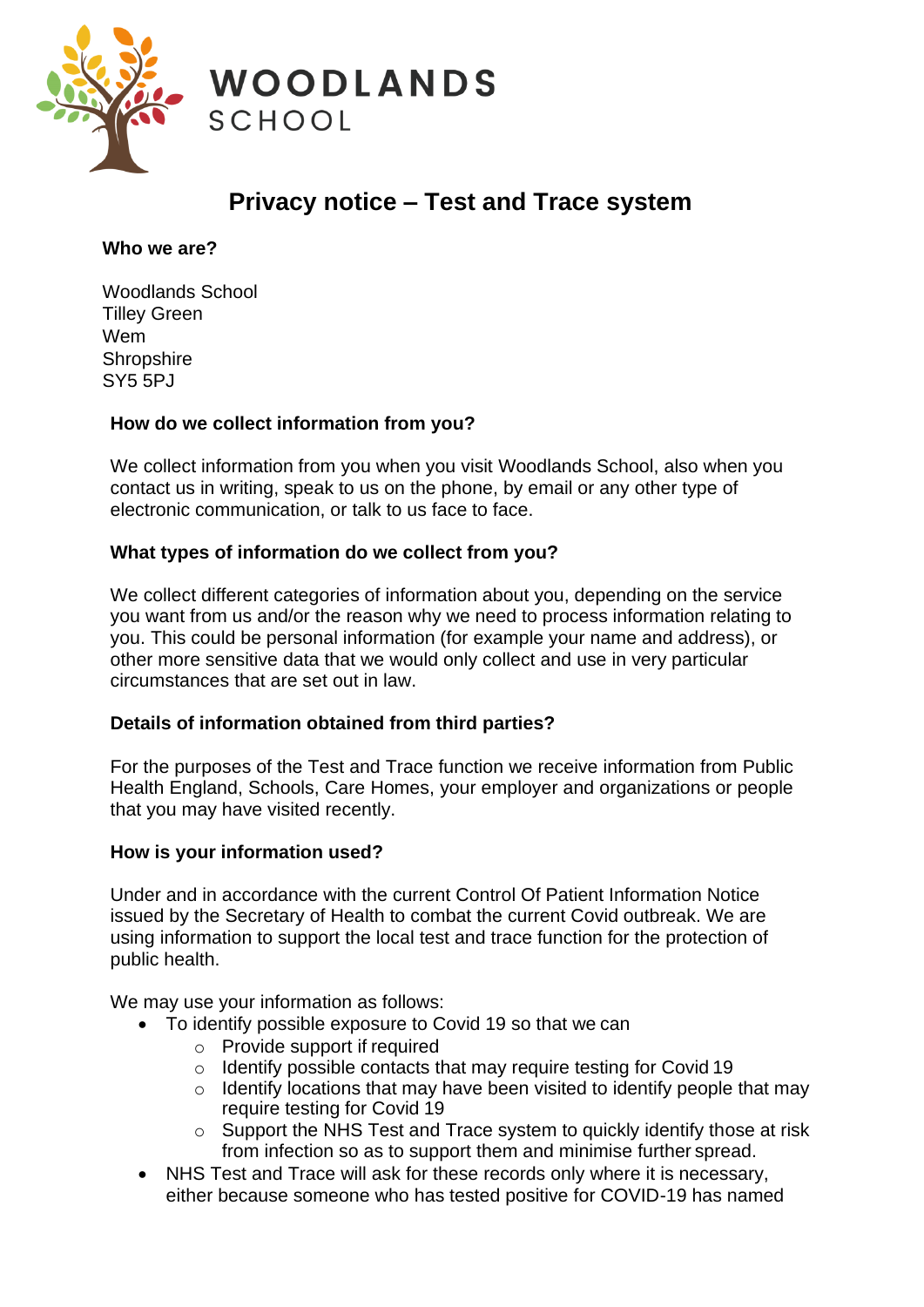WOODLANDS
SCHOOL

# Privacy notice – Test and Trace system

**Who we are?**

Woodlands School
Tilley Green
Wem
Shropshire
SY5 5PJ

**How do we collect information from you?**

We collect information from you when you visit Woodlands School, also when you contact us in writing, speak to us on the phone, by email or any other type of electronic communication, or talk to us face to face.

**What types of information do we collect from you?**

We collect different categories of information about you, depending on the service you want from us and/or the reason why we need to process information relating to you. This could be personal information (for example your name and address), or other more sensitive data that we would only collect and use in very particular circumstances that are set out in law.

**Details of information obtained from third parties?**

For the purposes of the Test and Trace function we receive information from Public Health England, Schools, Care Homes, your employer and organizations or people that you may have visited recently.

**How is your information used?**

Under and in accordance with the current Control Of Patient Information Notice issued by the Secretary of Health to combat the current Covid outbreak. We are using information to support the local test and trace function for the protection of public health.

We may use your information as follows:

- To identify possible exposure to Covid 19 so that we can
  - Provide support if required
  - Identify possible contacts that may require testing for Covid 19
  - Identify locations that may have been visited to identify people that may require testing for Covid 19
  - Support the NHS Test and Trace system to quickly identify those at risk from infection so as to support them and minimise further spread.
- NHS Test and Trace will ask for these records only where it is necessary, either because someone who has tested positive for COVID-19 has named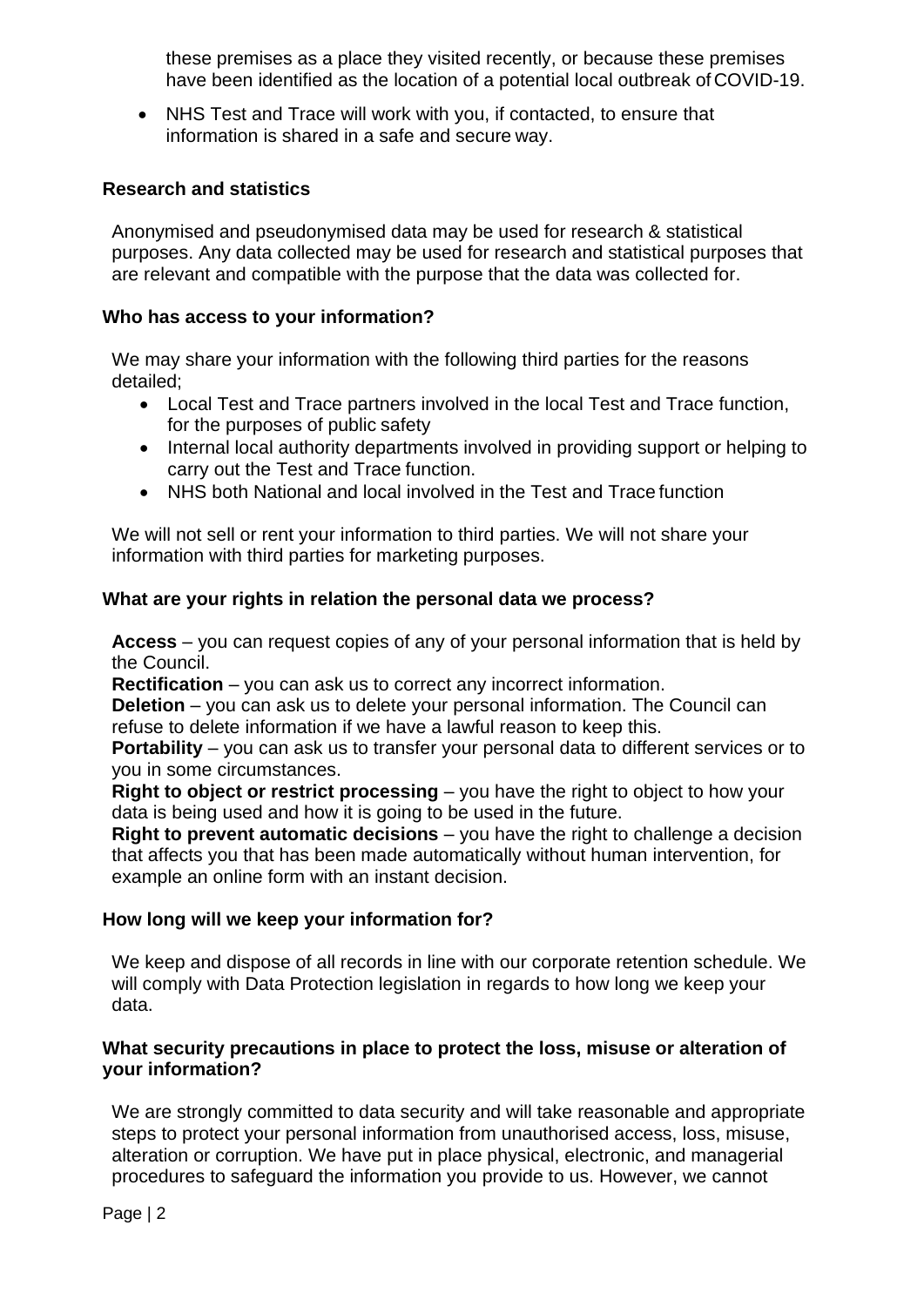these premises as a place they visited recently, or because these premises have been identified as the location of a potential local outbreak of COVID-19.

- NHS Test and Trace will work with you, if contacted, to ensure that information is shared in a safe and secure way.

**Research and statistics**

Anonymised and pseudonymised data may be used for research & statistical purposes. Any data collected may be used for research and statistical purposes that are relevant and compatible with the purpose that the data was collected for.

**Who has access to your information?**

We may share your information with the following third parties for the reasons detailed;

- Local Test and Trace partners involved in the local Test and Trace function, for the purposes of public safety
- Internal local authority departments involved in providing support or helping to carry out the Test and Trace function.
- NHS both National and local involved in the Test and Trace function

We will not sell or rent your information to third parties. We will not share your information with third parties for marketing purposes.

**What are your rights in relation the personal data we process?**

**Access** – you can request copies of any of your personal information that is held by the Council.
**Rectification** – you can ask us to correct any incorrect information.
**Deletion** – you can ask us to delete your personal information. The Council can refuse to delete information if we have a lawful reason to keep this.
**Portability** – you can ask us to transfer your personal data to different services or to you in some circumstances.
**Right to object or restrict processing** – you have the right to object to how your data is being used and how it is going to be used in the future.
**Right to prevent automatic decisions** – you have the right to challenge a decision that affects you that has been made automatically without human intervention, for example an online form with an instant decision.

**How long will we keep your information for?**

We keep and dispose of all records in line with our corporate retention schedule. We will comply with Data Protection legislation in regards to how long we keep your data.

**What security precautions in place to protect the loss, misuse or alteration of your information?**

We are strongly committed to data security and will take reasonable and appropriate steps to protect your personal information from unauthorised access, loss, misuse, alteration or corruption. We have put in place physical, electronic, and managerial procedures to safeguard the information you provide to us. However, we cannot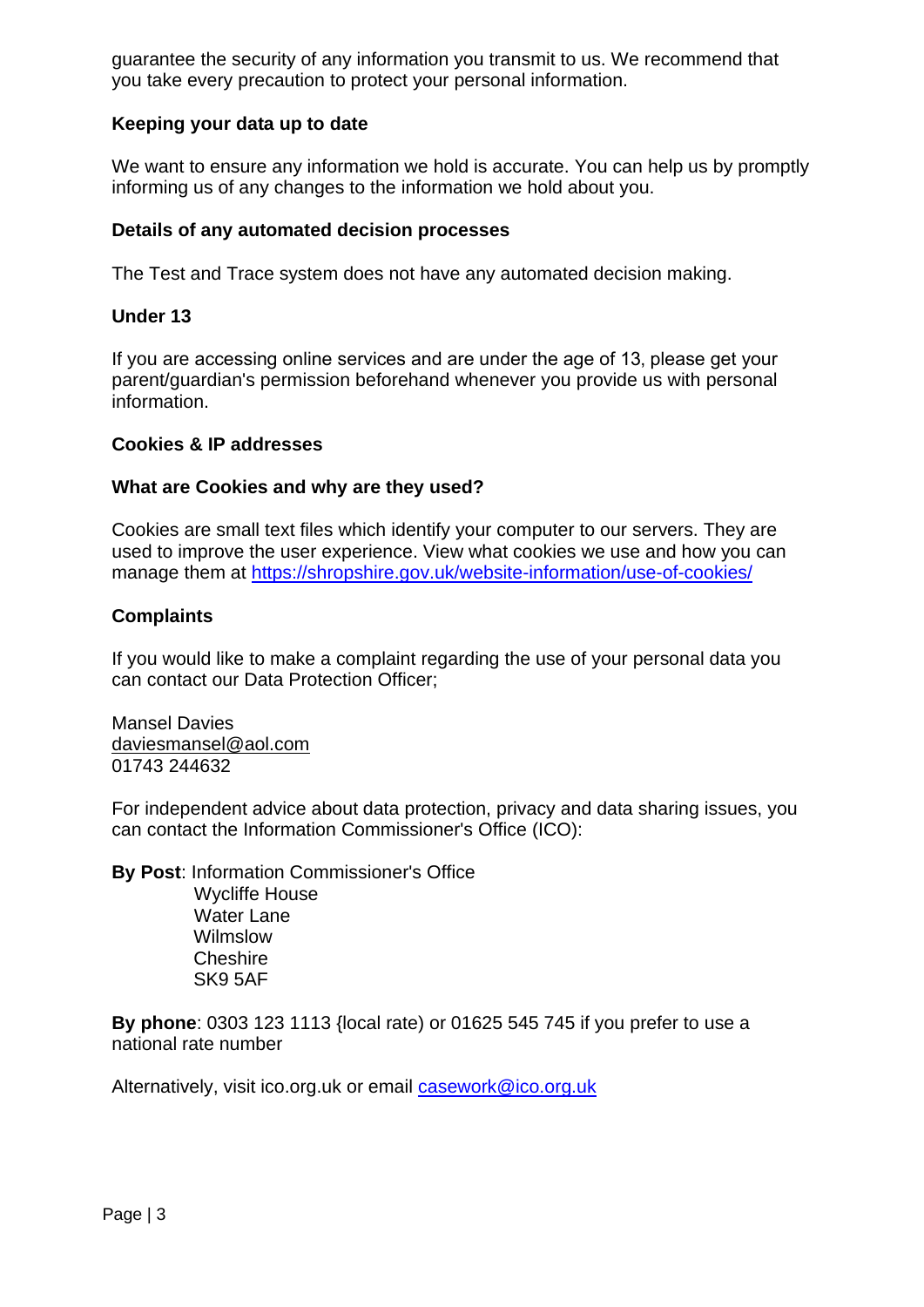guarantee the security of any information you transmit to us. We recommend that you take every precaution to protect your personal information.

**Keeping your data up to date**

We want to ensure any information we hold is accurate. You can help us by promptly informing us of any changes to the information we hold about you.

**Details of any automated decision processes**

The Test and Trace system does not have any automated decision making.

**Under 13**

If you are accessing online services and are under the age of 13, please get your parent/guardian's permission beforehand whenever you provide us with personal information.

**Cookies & IP addresses**

**What are Cookies and why are they used?**

Cookies are small text files which identify your computer to our servers. They are used to improve the user experience. View what cookies we use and how you can manage them at https://shropshire.gov.uk/website-information/use-of-cookies/

**Complaints**

If you would like to make a complaint regarding the use of your personal data you can contact our Data Protection Officer;

Mansel Davies
daviesmansel@aol.com
01743 244632

For independent advice about data protection, privacy and data sharing issues, you can contact the Information Commissioner's Office (ICO):

**By Post**: Information Commissioner's Office
Wycliffe House
Water Lane
Wilmslow
Cheshire
SK9 5AF

**By phone**: 0303 123 1113 {local rate) or 01625 545 745 if you prefer to use a national rate number

Alternatively, visit ico.org.uk or email casework@ico.org.uk